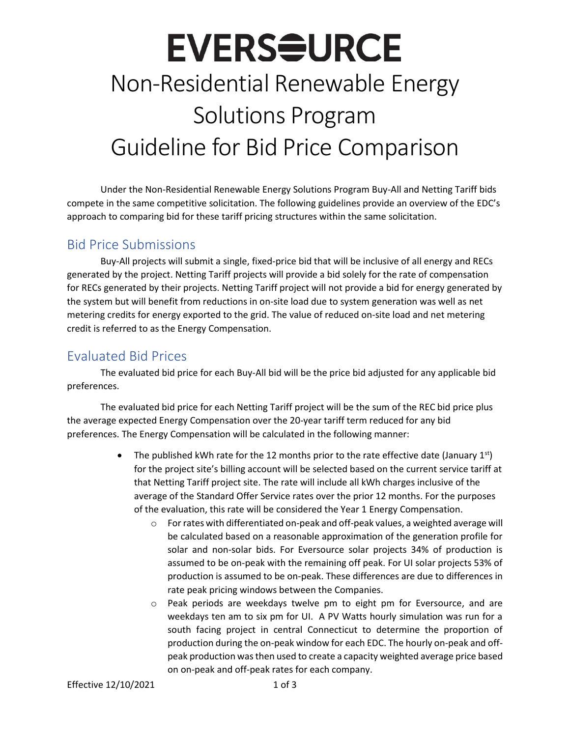# EVERSOURCE

# Non-Residential Renewable Energy Solutions Program Guideline for Bid Price Comparison

Under the Non-Residential Renewable Energy Solutions Program Buy-All and Netting Tariff bids compete in the same competitive solicitation. The following guidelines provide an overview of the EDC's approach to comparing bid for these tariff pricing structures within the same solicitation.

## Bid Price Submissions

Buy-All projects will submit a single, fixed-price bid that will be inclusive of all energy and RECs generated by the project. Netting Tariff projects will provide a bid solely for the rate of compensation for RECs generated by their projects. Netting Tariff project will not provide a bid for energy generated by the system but will benefit from reductions in on-site load due to system generation was well as net metering credits for energy exported to the grid. The value of reduced on-site load and net metering credit is referred to as the Energy Compensation.

## Evaluated Bid Prices

The evaluated bid price for each Buy-All bid will be the price bid adjusted for any applicable bid preferences.

The evaluated bid price for each Netting Tariff project will be the sum of the REC bid price plus the average expected Energy Compensation over the 20-year tariff term reduced for any bid preferences. The Energy Compensation will be calculated in the following manner:

- The published kWh rate for the 12 months prior to the rate effective date (January 1st) for the project site's billing account will be selected based on the current service tariff at that Netting Tariff project site. The rate will include all kWh charges inclusive of the average of the Standard Offer Service rates over the prior 12 months. For the purposes of the evaluation, this rate will be considered the Year 1 Energy Compensation.
  - For rates with differentiated on-peak and off-peak values, a weighted average will be calculated based on a reasonable approximation of the generation profile for solar and non-solar bids. For Eversource solar projects 34% of production is assumed to be on-peak with the remaining off peak. For UI solar projects 53% of production is assumed to be on-peak. These differences are due to differences in rate peak pricing windows between the Companies.
  - Peak periods are weekdays twelve pm to eight pm for Eversource, and are weekdays ten am to six pm for UI. A PV Watts hourly simulation was run for a south facing project in central Connecticut to determine the proportion of production during the on-peak window for each EDC. The hourly on-peak and off-peak production was then used to create a capacity weighted average price based on on-peak and off-peak rates for each company.

Effective 12/10/2021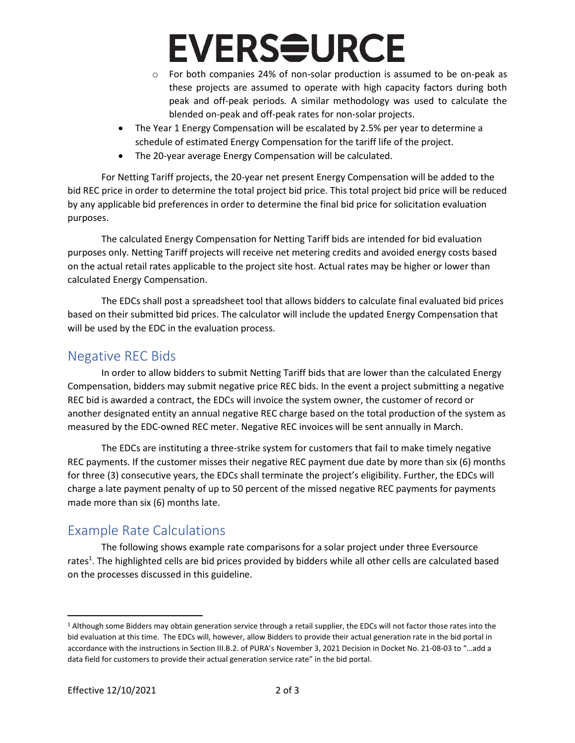- For both companies 24% of non-solar production is assumed to be on-peak as these projects are assumed to operate with high capacity factors during both peak and off-peak periods. A similar methodology was used to calculate the blended on-peak and off-peak rates for non-solar projects.
- The Year 1 Energy Compensation will be escalated by 2.5% per year to determine a schedule of estimated Energy Compensation for the tariff life of the project.
- The 20-year average Energy Compensation will be calculated.

For Netting Tariff projects, the 20-year net present Energy Compensation will be added to the bid REC price in order to determine the total project bid price. This total project bid price will be reduced by any applicable bid preferences in order to determine the final bid price for solicitation evaluation purposes.

The calculated Energy Compensation for Netting Tariff bids are intended for bid evaluation purposes only. Netting Tariff projects will receive net metering credits and avoided energy costs based on the actual retail rates applicable to the project site host. Actual rates may be higher or lower than calculated Energy Compensation.

The EDCs shall post a spreadsheet tool that allows bidders to calculate final evaluated bid prices based on their submitted bid prices. The calculator will include the updated Energy Compensation that will be used by the EDC in the evaluation process.

## Negative REC Bids

In order to allow bidders to submit Netting Tariff bids that are lower than the calculated Energy Compensation, bidders may submit negative price REC bids. In the event a project submitting a negative REC bid is awarded a contract, the EDCs will invoice the system owner, the customer of record or another designated entity an annual negative REC charge based on the total production of the system as measured by the EDC-owned REC meter. Negative REC invoices will be sent annually in March.

The EDCs are instituting a three-strike system for customers that fail to make timely negative REC payments. If the customer misses their negative REC payment due date by more than six (6) months for three (3) consecutive years, the EDCs shall terminate the project's eligibility. Further, the EDCs will charge a late payment penalty of up to 50 percent of the missed negative REC payments for payments made more than six (6) months late.

## Example Rate Calculations

The following shows example rate comparisons for a solar project under three Eversource rates[1]. The highlighted cells are bid prices provided by bidders while all other cells are calculated based on the processes discussed in this guideline.

[1] Although some Bidders may obtain generation service through a retail supplier, the EDCs will not factor those rates into the bid evaluation at this time. The EDCs will, however, allow Bidders to provide their actual generation rate in the bid portal in accordance with the instructions in Section III.B.2. of PURA's November 3, 2021 Decision in Docket No. 21-08-03 to "…add a data field for customers to provide their actual generation service rate" in the bid portal.

Effective 12/10/2021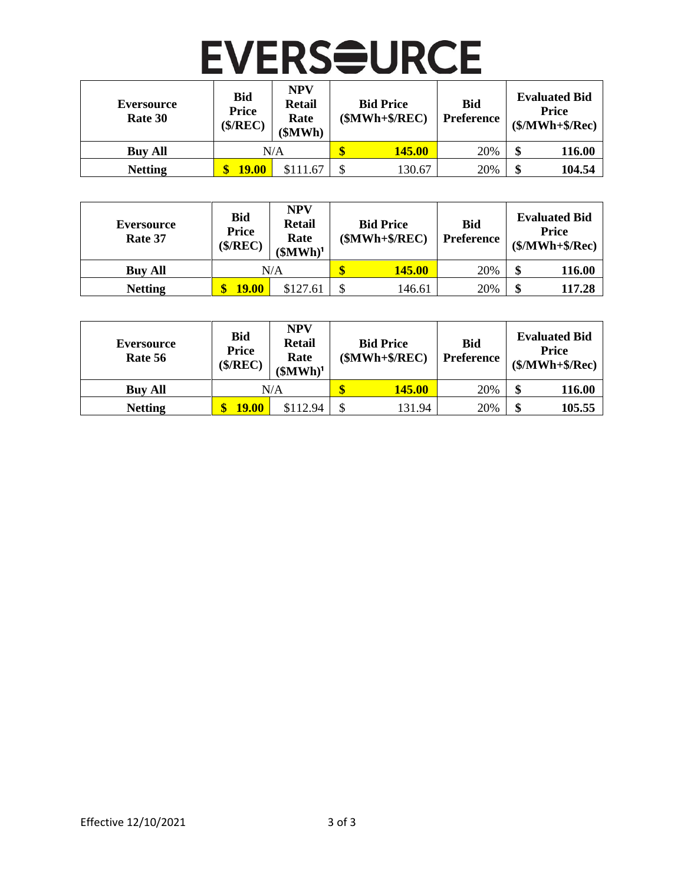# EVERSOURCE

| Eversource Rate 30 | Bid Price ($/REC) | NPV Retail Rate ($MWh) | Bid Price ($MWh+$/REC) | Bid Preference | Evaluated Bid Price ($/MWh+$/Rec) |
|---|---|---|---|---|---|
| **Buy All** | N/A | | **$ 145.00** | 20% | **$ 116.00** |
| **Netting** | **$ 19.00** | $111.67 | $ 130.67 | 20% | **$ 104.54** |

| Eversource Rate 37 | Bid Price ($/REC) | NPV Retail Rate ($MWh)[1] | Bid Price ($MWh+$/REC) | Bid Preference | Evaluated Bid Price ($/MWh+$/Rec) |
|---|---|---|---|---|---|
| **Buy All** | N/A | | **$ 145.00** | 20% | **$ 116.00** |
| **Netting** | **$ 19.00** | $127.61 | $ 146.61 | 20% | **$ 117.28** |

| Eversource Rate 56 | Bid Price ($/REC) | NPV Retail Rate ($MWh)[1] | Bid Price ($MWh+$/REC) | Bid Preference | Evaluated Bid Price ($/MWh+$/Rec) |
|---|---|---|---|---|---|
| **Buy All** | N/A | | **$ 145.00** | 20% | **$ 116.00** |
| **Netting** | **$ 19.00** | $112.94 | $ 131.94 | 20% | **$ 105.55** |

Effective 12/10/2021